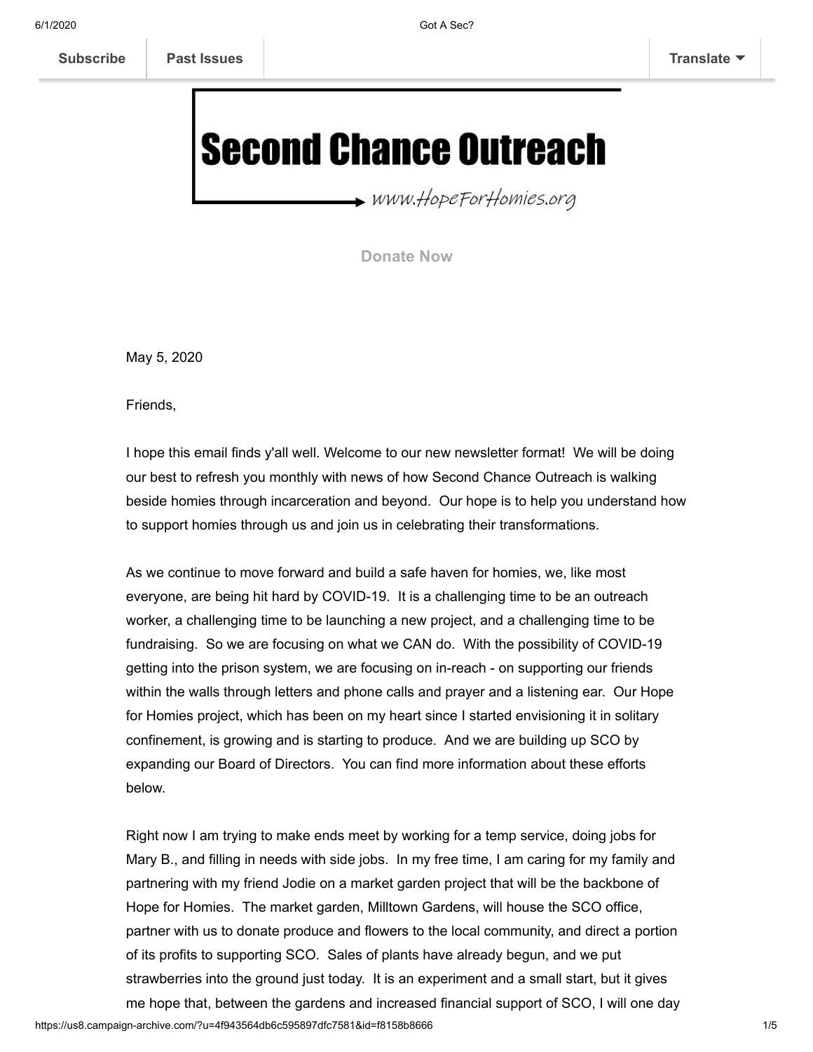Subscribe | Past Issues | Translate

# Second Chance Outreach

www.HopeForHomies.org

Donate Now

May 5, 2020

Friends,

I hope this email finds y'all well. Welcome to our new newsletter format! We will be doing our best to refresh you monthly with news of how Second Chance Outreach is walking beside homies through incarceration and beyond. Our hope is to help you understand how to support homies through us and join us in celebrating their transformations.

As we continue to move forward and build a safe haven for homies, we, like most everyone, are being hit hard by COVID-19. It is a challenging time to be an outreach worker, a challenging time to be launching a new project, and a challenging time to be fundraising. So we are focusing on what we CAN do. With the possibility of COVID-19 getting into the prison system, we are focusing on in-reach - on supporting our friends within the walls through letters and phone calls and prayer and a listening ear. Our Hope for Homies project, which has been on my heart since I started envisioning it in solitary confinement, is growing and is starting to produce. And we are building up SCO by expanding our Board of Directors. You can find more information about these efforts below.

Right now I am trying to make ends meet by working for a temp service, doing jobs for Mary B., and filling in needs with side jobs. In my free time, I am caring for my family and partnering with my friend Jodie on a market garden project that will be the backbone of Hope for Homies. The market garden, Milltown Gardens, will house the SCO office, partner with us to donate produce and flowers to the local community, and direct a portion of its profits to supporting SCO. Sales of plants have already begun, and we put strawberries into the ground just today. It is an experiment and a small start, but it gives me hope that, between the gardens and increased financial support of SCO, I will one day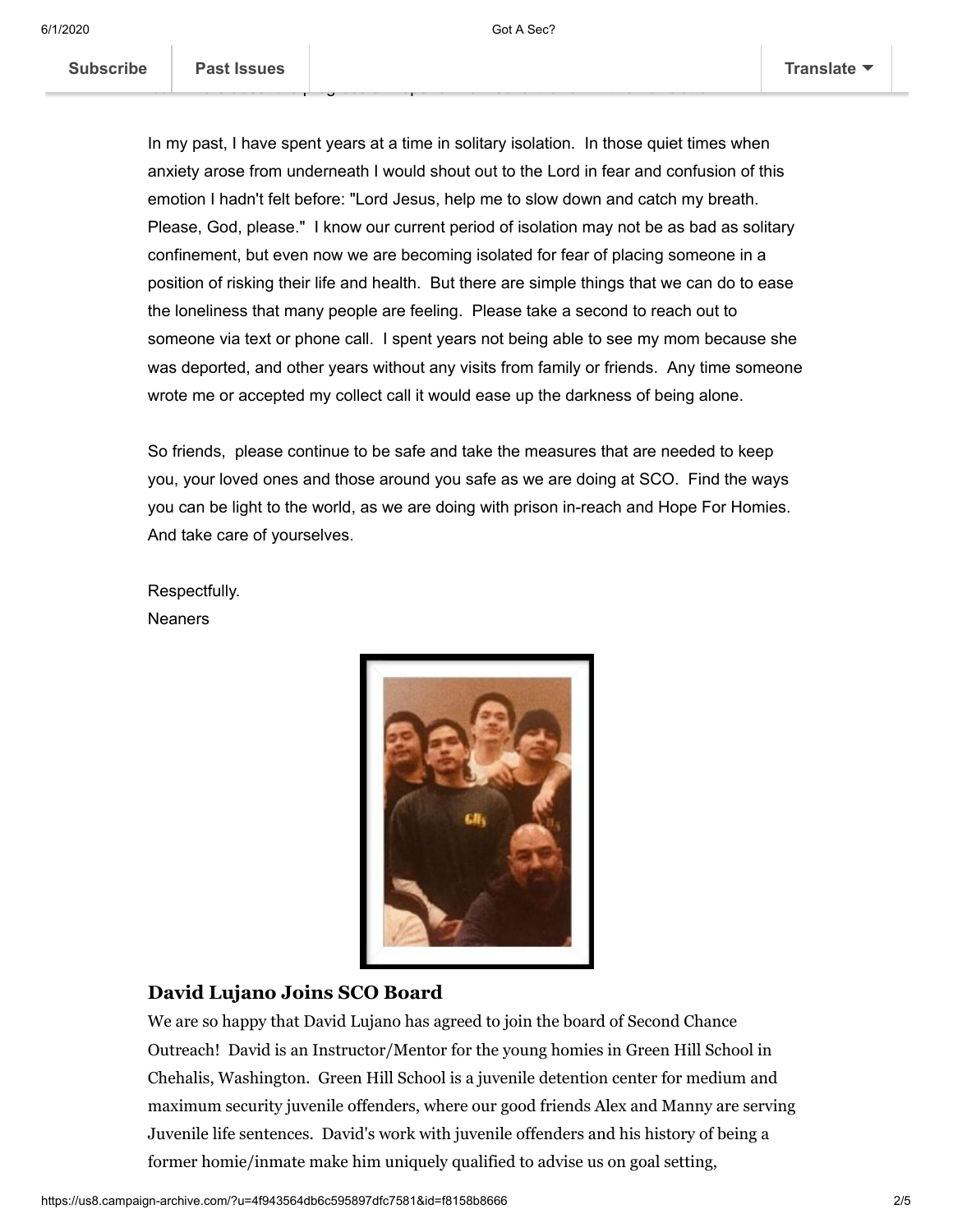In my past, I have spent years at a time in solitary isolation. In those quiet times when anxiety arose from underneath I would shout out to the Lord in fear and confusion of this emotion I hadn't felt before: "Lord Jesus, help me to slow down and catch my breath. Please, God, please." I know our current period of isolation may not be as bad as solitary confinement, but even now we are becoming isolated for fear of placing someone in a position of risking their life and health. But there are simple things that we can do to ease the loneliness that many people are feeling. Please take a second to reach out to someone via text or phone call. I spent years not being able to see my mom because she was deported, and other years without any visits from family or friends. Any time someone wrote me or accepted my collect call it would ease up the darkness of being alone.

So friends, please continue to be safe and take the measures that are needed to keep you, your loved ones and those around you safe as we are doing at SCO. Find the ways you can be light to the world, as we are doing with prison in-reach and Hope For Homies. And take care of yourselves.

Respectfully.
Neaners

## David Lujano Joins SCO Board

We are so happy that David Lujano has agreed to join the board of Second Chance Outreach! David is an Instructor/Mentor for the young homies in Green Hill School in Chehalis, Washington. Green Hill School is a juvenile detention center for medium and maximum security juvenile offenders, where our good friends Alex and Manny are serving Juvenile life sentences. David's work with juvenile offenders and his history of being a former homie/inmate make him uniquely qualified to advise us on goal setting,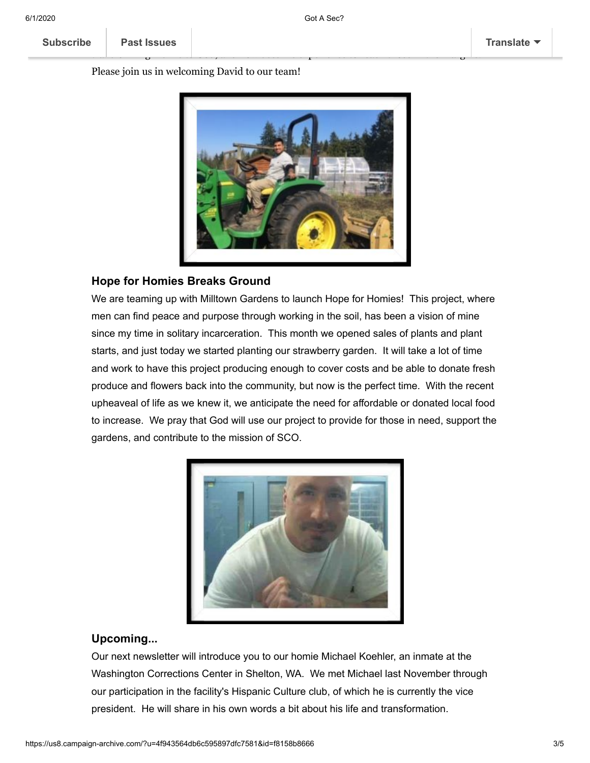Please join us in welcoming David to our team!

### Hope for Homies Breaks Ground

We are teaming up with Milltown Gardens to launch Hope for Homies! This project, where men can find peace and purpose through working in the soil, has been a vision of mine since my time in solitary incarceration. This month we opened sales of plants and plant starts, and just today we started planting our strawberry garden. It will take a lot of time and work to have this project producing enough to cover costs and be able to donate fresh produce and flowers back into the community, but now is the perfect time. With the recent upheaval of life as we knew it, we anticipate the need for affordable or donated local food to increase. We pray that God will use our project to provide for those in need, support the gardens, and contribute to the mission of SCO.

### Upcoming...

Our next newsletter will introduce you to our homie Michael Koehler, an inmate at the Washington Corrections Center in Shelton, WA. We met Michael last November through our participation in the facility's Hispanic Culture club, of which he is currently the vice president. He will share in his own words a bit about his life and transformation.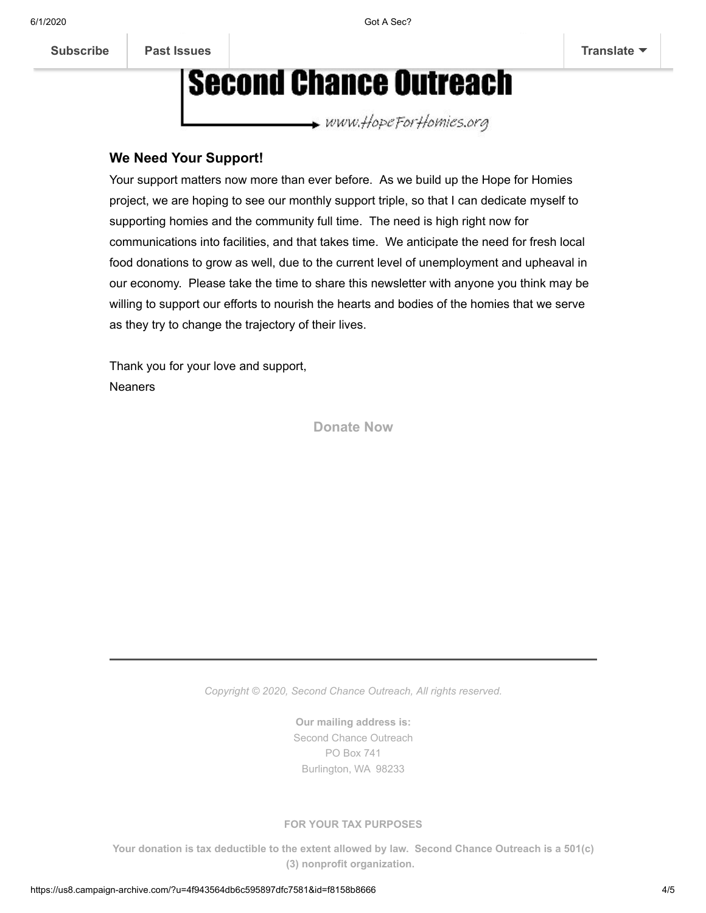Subscribe | Past Issues | Translate

# Second Chance Outreach

www.HopeForHomies.org

**We Need Your Support!**

Your support matters now more than ever before. As we build up the Hope for Homies project, we are hoping to see our monthly support triple, so that I can dedicate myself to supporting homies and the community full time. The need is high right now for communications into facilities, and that takes time. We anticipate the need for fresh local food donations to grow as well, due to the current level of unemployment and upheaval in our economy. Please take the time to share this newsletter with anyone you think may be willing to support our efforts to nourish the hearts and bodies of the homies that we serve as they try to change the trajectory of their lives.

Thank you for your love and support,
Neaners

**Donate Now**

---

*Copyright © 2020, Second Chance Outreach, All rights reserved.*

**Our mailing address is:**
Second Chance Outreach
PO Box 741
Burlington, WA 98233

**FOR YOUR TAX PURPOSES**

**Your donation is tax deductible to the extent allowed by law. Second Chance Outreach is a 501(c)(3) nonprofit organization.**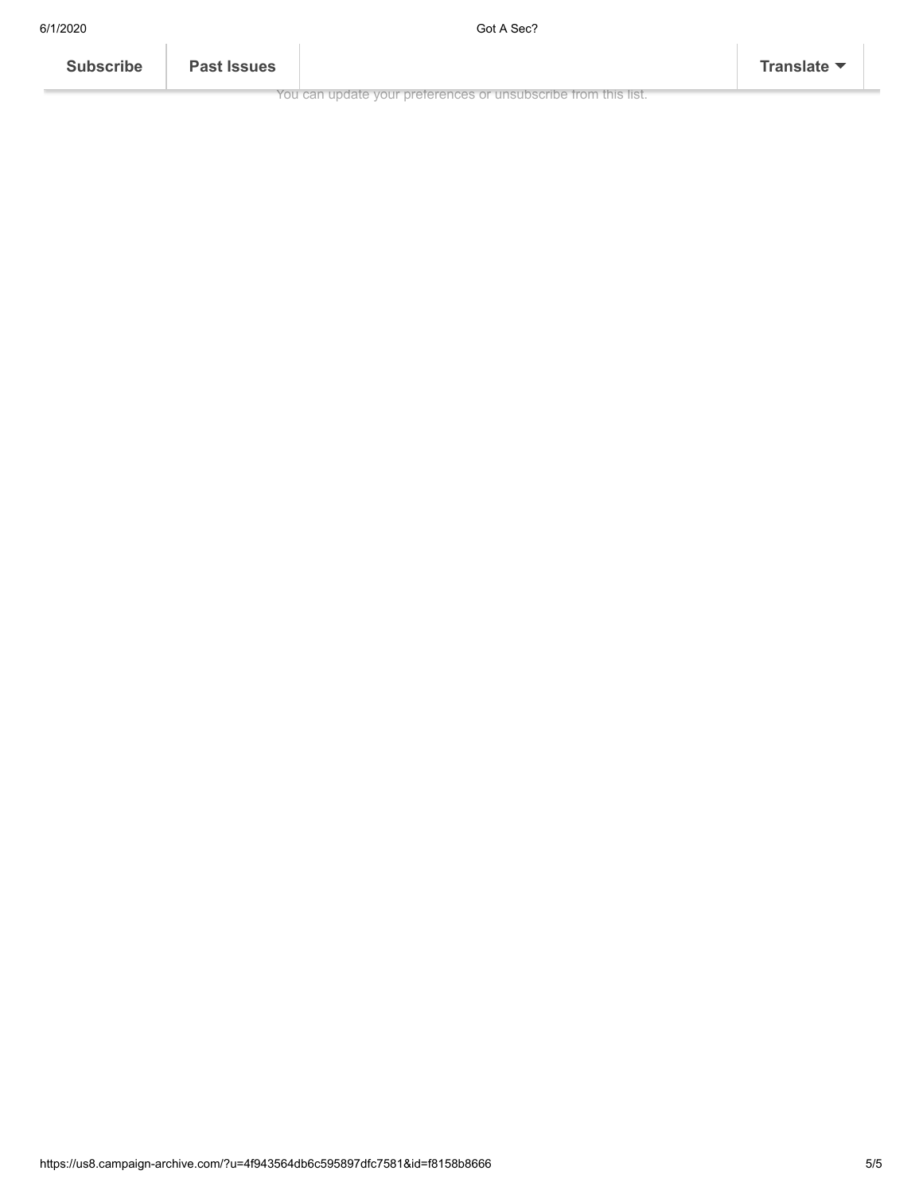Subscribe | Past Issues | Translate

You can update your preferences or unsubscribe from this list.